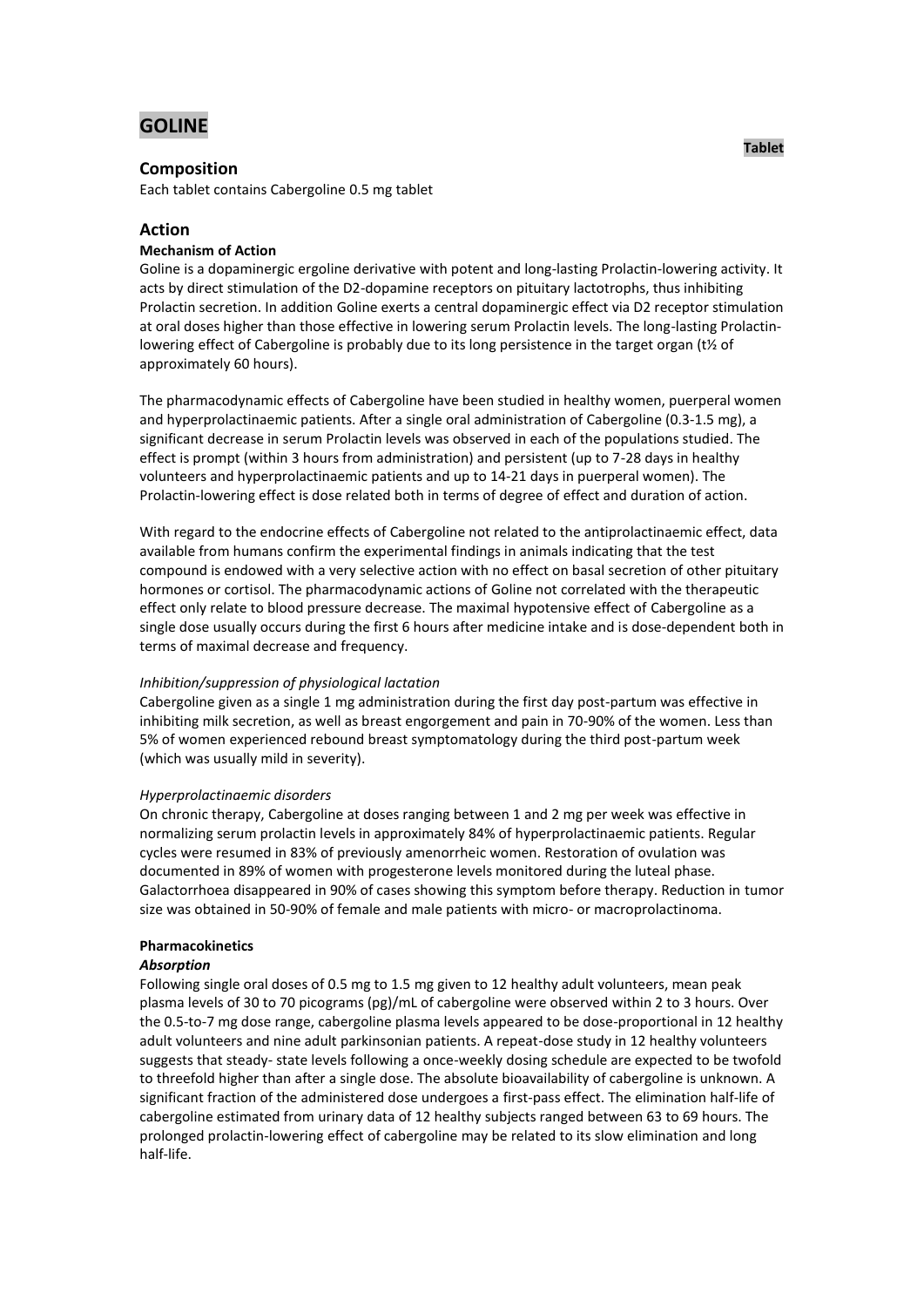# GOLINE

**Tablet**

## Composition

Each tablet contains Cabergoline 0.5 mg tablet

## Action

### Mechanism of Action

Goline is a dopaminergic ergoline derivative with potent and long-lasting Prolactin-lowering activity. It acts by direct stimulation of the D2-dopamine receptors on pituitary lactotrophs, thus inhibiting Prolactin secretion. In addition Goline exerts a central dopaminergic effect via D2 receptor stimulation at oral doses higher than those effective in lowering serum Prolactin levels. The long-lasting Prolactin-lowering effect of Cabergoline is probably due to its long persistence in the target organ (t½ of approximately 60 hours).

The pharmacodynamic effects of Cabergoline have been studied in healthy women, puerperal women and hyperprolactinaemic patients. After a single oral administration of Cabergoline (0.3-1.5 mg), a significant decrease in serum Prolactin levels was observed in each of the populations studied. The effect is prompt (within 3 hours from administration) and persistent (up to 7-28 days in healthy volunteers and hyperprolactinaemic patients and up to 14-21 days in puerperal women). The Prolactin-lowering effect is dose related both in terms of degree of effect and duration of action.

With regard to the endocrine effects of Cabergoline not related to the antiprolactinaemic effect, data available from humans confirm the experimental findings in animals indicating that the test compound is endowed with a very selective action with no effect on basal secretion of other pituitary hormones or cortisol. The pharmacodynamic actions of Goline not correlated with the therapeutic effect only relate to blood pressure decrease. The maximal hypotensive effect of Cabergoline as a single dose usually occurs during the first 6 hours after medicine intake and is dose-dependent both in terms of maximal decrease and frequency.

*Inhibition/suppression of physiological lactation*

Cabergoline given as a single 1 mg administration during the first day post-partum was effective in inhibiting milk secretion, as well as breast engorgement and pain in 70-90% of the women. Less than 5% of women experienced rebound breast symptomatology during the third post-partum week (which was usually mild in severity).

*Hyperprolactinaemic disorders*

On chronic therapy, Cabergoline at doses ranging between 1 and 2 mg per week was effective in normalizing serum prolactin levels in approximately 84% of hyperprolactinaemic patients. Regular cycles were resumed in 83% of previously amenorrheic women. Restoration of ovulation was documented in 89% of women with progesterone levels monitored during the luteal phase. Galactorrhoea disappeared in 90% of cases showing this symptom before therapy. Reduction in tumor size was obtained in 50-90% of female and male patients with micro- or macroprolactinoma.

### Pharmacokinetics

***Absorption***

Following single oral doses of 0.5 mg to 1.5 mg given to 12 healthy adult volunteers, mean peak plasma levels of 30 to 70 picograms (pg)/mL of cabergoline were observed within 2 to 3 hours. Over the 0.5-to-7 mg dose range, cabergoline plasma levels appeared to be dose-proportional in 12 healthy adult volunteers and nine adult parkinsonian patients. A repeat-dose study in 12 healthy volunteers suggests that steady- state levels following a once-weekly dosing schedule are expected to be twofold to threefold higher than after a single dose. The absolute bioavailability of cabergoline is unknown. A significant fraction of the administered dose undergoes a first-pass effect. The elimination half-life of cabergoline estimated from urinary data of 12 healthy subjects ranged between 63 to 69 hours. The prolonged prolactin-lowering effect of cabergoline may be related to its slow elimination and long half-life.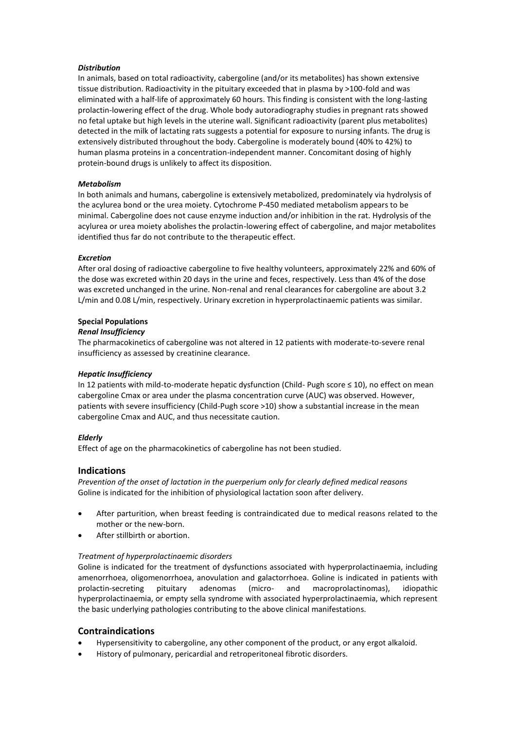### *Distribution*

In animals, based on total radioactivity, cabergoline (and/or its metabolites) has shown extensive tissue distribution. Radioactivity in the pituitary exceeded that in plasma by >100-fold and was eliminated with a half-life of approximately 60 hours. This finding is consistent with the long-lasting prolactin-lowering effect of the drug. Whole body autoradiography studies in pregnant rats showed no fetal uptake but high levels in the uterine wall. Significant radioactivity (parent plus metabolites) detected in the milk of lactating rats suggests a potential for exposure to nursing infants. The drug is extensively distributed throughout the body. Cabergoline is moderately bound (40% to 42%) to human plasma proteins in a concentration-independent manner. Concomitant dosing of highly protein-bound drugs is unlikely to affect its disposition.

### *Metabolism*

In both animals and humans, cabergoline is extensively metabolized, predominately via hydrolysis of the acylurea bond or the urea moiety. Cytochrome P-450 mediated metabolism appears to be minimal. Cabergoline does not cause enzyme induction and/or inhibition in the rat. Hydrolysis of the acylurea or urea moiety abolishes the prolactin-lowering effect of cabergoline, and major metabolites identified thus far do not contribute to the therapeutic effect.

### *Excretion*

After oral dosing of radioactive cabergoline to five healthy volunteers, approximately 22% and 60% of the dose was excreted within 20 days in the urine and feces, respectively. Less than 4% of the dose was excreted unchanged in the urine. Non-renal and renal clearances for cabergoline are about 3.2 L/min and 0.08 L/min, respectively. Urinary excretion in hyperprolactinaemic patients was similar.

### **Special Populations**

#### ***Renal Insufficiency***

The pharmacokinetics of cabergoline was not altered in 12 patients with moderate-to-severe renal insufficiency as assessed by creatinine clearance.

#### ***Hepatic Insufficiency***

In 12 patients with mild-to-moderate hepatic dysfunction (Child- Pugh score ≤ 10), no effect on mean cabergoline Cmax or area under the plasma concentration curve (AUC) was observed. However, patients with severe insufficiency (Child-Pugh score >10) show a substantial increase in the mean cabergoline Cmax and AUC, and thus necessitate caution.

#### ***Elderly***

Effect of age on the pharmacokinetics of cabergoline has not been studied.

## Indications

*Prevention of the onset of lactation in the puerperium only for clearly defined medical reasons*

Goline is indicated for the inhibition of physiological lactation soon after delivery.

- After parturition, when breast feeding is contraindicated due to medical reasons related to the mother or the new-born.
- After stillbirth or abortion.

*Treatment of hyperprolactinaemic disorders*

Goline is indicated for the treatment of dysfunctions associated with hyperprolactinaemia, including amenorrhoea, oligomenorrhoea, anovulation and galactorrhoea. Goline is indicated in patients with prolactin-secreting pituitary adenomas (micro- and macroprolactinomas), idiopathic hyperprolactinaemia, or empty sella syndrome with associated hyperprolactinaemia, which represent the basic underlying pathologies contributing to the above clinical manifestations.

## Contraindications

- Hypersensitivity to cabergoline, any other component of the product, or any ergot alkaloid.
- History of pulmonary, pericardial and retroperitoneal fibrotic disorders.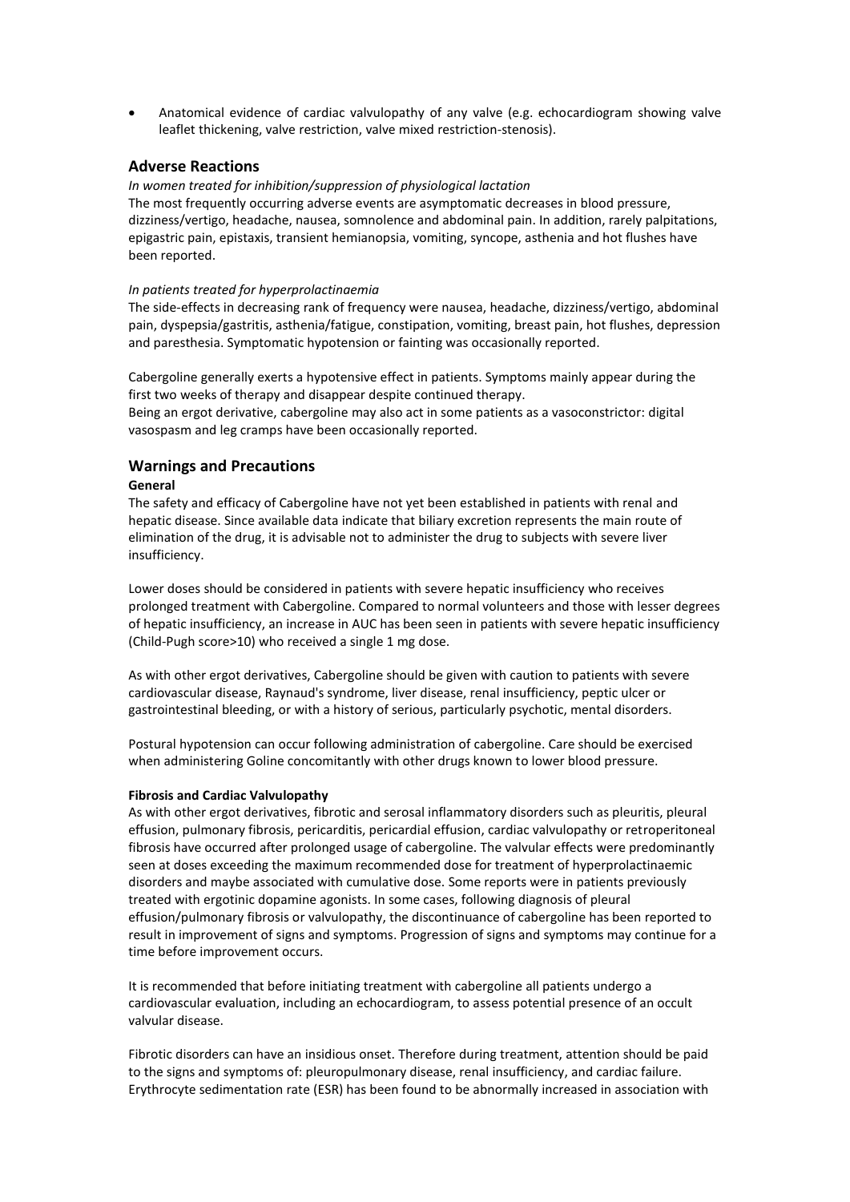- Anatomical evidence of cardiac valvulopathy of any valve (e.g. echocardiogram showing valve leaflet thickening, valve restriction, valve mixed restriction-stenosis).

## Adverse Reactions

*In women treated for inhibition/suppression of physiological lactation*

The most frequently occurring adverse events are asymptomatic decreases in blood pressure, dizziness/vertigo, headache, nausea, somnolence and abdominal pain. In addition, rarely palpitations, epigastric pain, epistaxis, transient hemianopsia, vomiting, syncope, asthenia and hot flushes have been reported.

*In patients treated for hyperprolactinaemia*

The side-effects in decreasing rank of frequency were nausea, headache, dizziness/vertigo, abdominal pain, dyspepsia/gastritis, asthenia/fatigue, constipation, vomiting, breast pain, hot flushes, depression and paresthesia. Symptomatic hypotension or fainting was occasionally reported.

Cabergoline generally exerts a hypotensive effect in patients. Symptoms mainly appear during the first two weeks of therapy and disappear despite continued therapy.
Being an ergot derivative, cabergoline may also act in some patients as a vasoconstrictor: digital vasospasm and leg cramps have been occasionally reported.

## Warnings and Precautions

**General**

The safety and efficacy of Cabergoline have not yet been established in patients with renal and hepatic disease. Since available data indicate that biliary excretion represents the main route of elimination of the drug, it is advisable not to administer the drug to subjects with severe liver insufficiency.

Lower doses should be considered in patients with severe hepatic insufficiency who receives prolonged treatment with Cabergoline. Compared to normal volunteers and those with lesser degrees of hepatic insufficiency, an increase in AUC has been seen in patients with severe hepatic insufficiency (Child-Pugh score>10) who received a single 1 mg dose.

As with other ergot derivatives, Cabergoline should be given with caution to patients with severe cardiovascular disease, Raynaud's syndrome, liver disease, renal insufficiency, peptic ulcer or gastrointestinal bleeding, or with a history of serious, particularly psychotic, mental disorders.

Postural hypotension can occur following administration of cabergoline. Care should be exercised when administering Goline concomitantly with other drugs known to lower blood pressure.

**Fibrosis and Cardiac Valvulopathy**

As with other ergot derivatives, fibrotic and serosal inflammatory disorders such as pleuritis, pleural effusion, pulmonary fibrosis, pericarditis, pericardial effusion, cardiac valvulopathy or retroperitoneal fibrosis have occurred after prolonged usage of cabergoline. The valvular effects were predominantly seen at doses exceeding the maximum recommended dose for treatment of hyperprolactinaemic disorders and maybe associated with cumulative dose. Some reports were in patients previously treated with ergotinic dopamine agonists. In some cases, following diagnosis of pleural effusion/pulmonary fibrosis or valvulopathy, the discontinuance of cabergoline has been reported to result in improvement of signs and symptoms. Progression of signs and symptoms may continue for a time before improvement occurs.

It is recommended that before initiating treatment with cabergoline all patients undergo a cardiovascular evaluation, including an echocardiogram, to assess potential presence of an occult valvular disease.

Fibrotic disorders can have an insidious onset. Therefore during treatment, attention should be paid to the signs and symptoms of: pleuropulmonary disease, renal insufficiency, and cardiac failure. Erythrocyte sedimentation rate (ESR) has been found to be abnormally increased in association with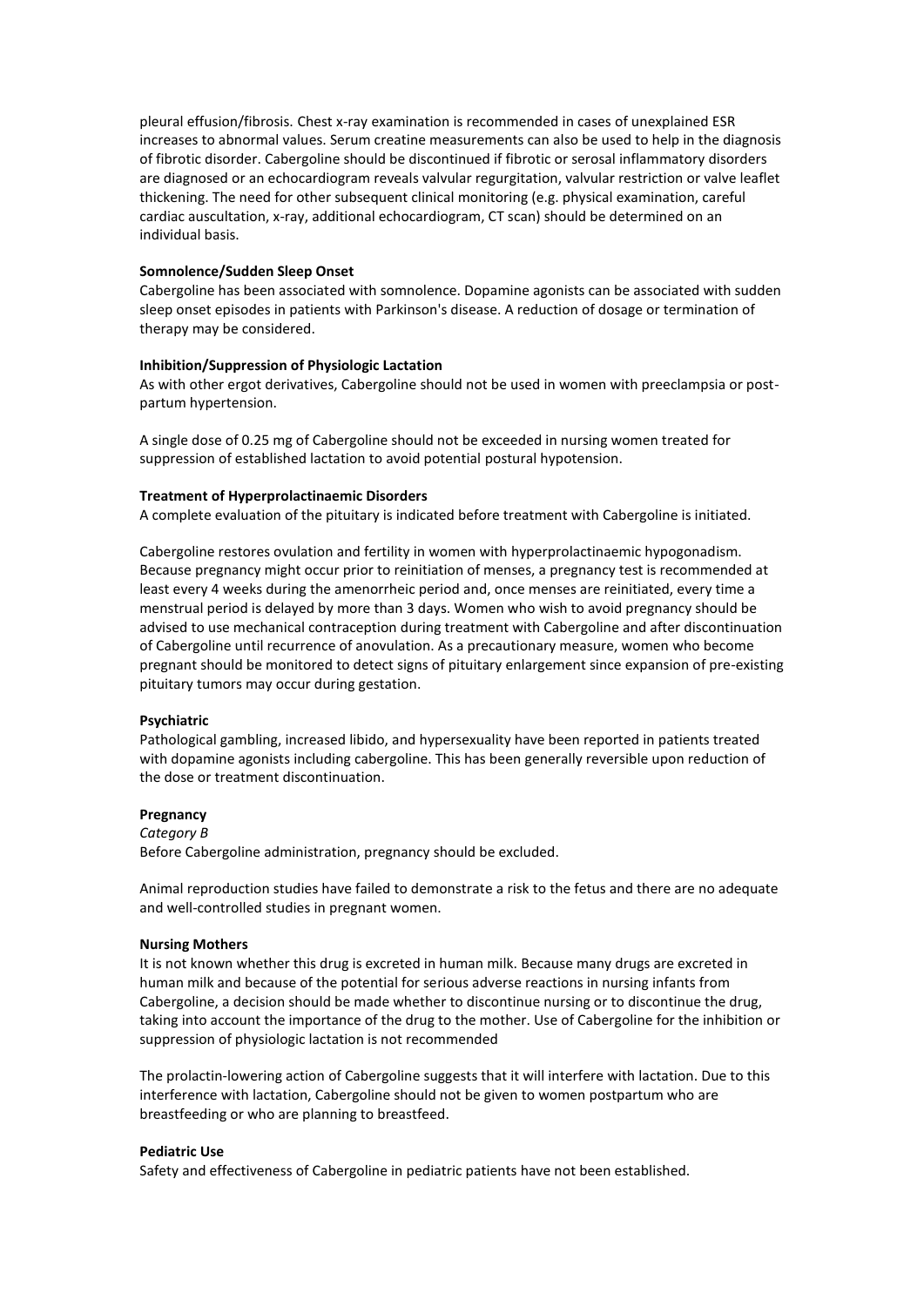pleural effusion/fibrosis. Chest x-ray examination is recommended in cases of unexplained ESR increases to abnormal values. Serum creatine measurements can also be used to help in the diagnosis of fibrotic disorder. Cabergoline should be discontinued if fibrotic or serosal inflammatory disorders are diagnosed or an echocardiogram reveals valvular regurgitation, valvular restriction or valve leaflet thickening. The need for other subsequent clinical monitoring (e.g. physical examination, careful cardiac auscultation, x-ray, additional echocardiogram, CT scan) should be determined on an individual basis.

**Somnolence/Sudden Sleep Onset**

Cabergoline has been associated with somnolence. Dopamine agonists can be associated with sudden sleep onset episodes in patients with Parkinson's disease. A reduction of dosage or termination of therapy may be considered.

**Inhibition/Suppression of Physiologic Lactation**

As with other ergot derivatives, Cabergoline should not be used in women with preeclampsia or post-partum hypertension.

A single dose of 0.25 mg of Cabergoline should not be exceeded in nursing women treated for suppression of established lactation to avoid potential postural hypotension.

**Treatment of Hyperprolactinaemic Disorders**

A complete evaluation of the pituitary is indicated before treatment with Cabergoline is initiated.

Cabergoline restores ovulation and fertility in women with hyperprolactinaemic hypogonadism. Because pregnancy might occur prior to reinitiation of menses, a pregnancy test is recommended at least every 4 weeks during the amenorrheic period and, once menses are reinitiated, every time a menstrual period is delayed by more than 3 days. Women who wish to avoid pregnancy should be advised to use mechanical contraception during treatment with Cabergoline and after discontinuation of Cabergoline until recurrence of anovulation. As a precautionary measure, women who become pregnant should be monitored to detect signs of pituitary enlargement since expansion of pre-existing pituitary tumors may occur during gestation.

**Psychiatric**

Pathological gambling, increased libido, and hypersexuality have been reported in patients treated with dopamine agonists including cabergoline. This has been generally reversible upon reduction of the dose or treatment discontinuation.

**Pregnancy**

*Category B*

Before Cabergoline administration, pregnancy should be excluded.

Animal reproduction studies have failed to demonstrate a risk to the fetus and there are no adequate and well-controlled studies in pregnant women.

**Nursing Mothers**

It is not known whether this drug is excreted in human milk. Because many drugs are excreted in human milk and because of the potential for serious adverse reactions in nursing infants from Cabergoline, a decision should be made whether to discontinue nursing or to discontinue the drug, taking into account the importance of the drug to the mother. Use of Cabergoline for the inhibition or suppression of physiologic lactation is not recommended

The prolactin-lowering action of Cabergoline suggests that it will interfere with lactation. Due to this interference with lactation, Cabergoline should not be given to women postpartum who are breastfeeding or who are planning to breastfeed.

**Pediatric Use**

Safety and effectiveness of Cabergoline in pediatric patients have not been established.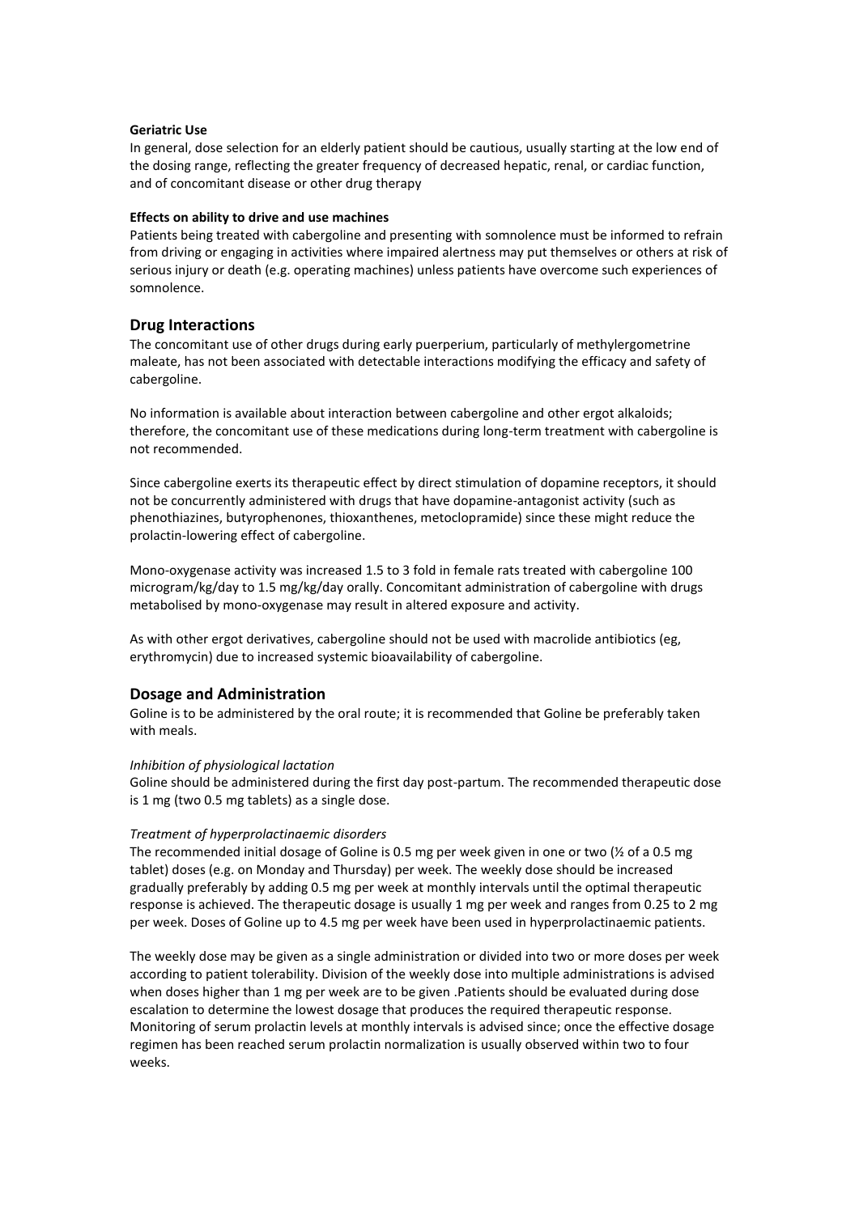**Geriatric Use**

In general, dose selection for an elderly patient should be cautious, usually starting at the low end of the dosing range, reflecting the greater frequency of decreased hepatic, renal, or cardiac function, and of concomitant disease or other drug therapy

**Effects on ability to drive and use machines**

Patients being treated with cabergoline and presenting with somnolence must be informed to refrain from driving or engaging in activities where impaired alertness may put themselves or others at risk of serious injury or death (e.g. operating machines) unless patients have overcome such experiences of somnolence.

## Drug Interactions

The concomitant use of other drugs during early puerperium, particularly of methylergometrine maleate, has not been associated with detectable interactions modifying the efficacy and safety of cabergoline.

No information is available about interaction between cabergoline and other ergot alkaloids; therefore, the concomitant use of these medications during long-term treatment with cabergoline is not recommended.

Since cabergoline exerts its therapeutic effect by direct stimulation of dopamine receptors, it should not be concurrently administered with drugs that have dopamine-antagonist activity (such as phenothiazines, butyrophenones, thioxanthenes, metoclopramide) since these might reduce the prolactin-lowering effect of cabergoline.

Mono-oxygenase activity was increased 1.5 to 3 fold in female rats treated with cabergoline 100 microgram/kg/day to 1.5 mg/kg/day orally. Concomitant administration of cabergoline with drugs metabolised by mono-oxygenase may result in altered exposure and activity.

As with other ergot derivatives, cabergoline should not be used with macrolide antibiotics (eg, erythromycin) due to increased systemic bioavailability of cabergoline.

## Dosage and Administration

Goline is to be administered by the oral route; it is recommended that Goline be preferably taken with meals.

*Inhibition of physiological lactation*

Goline should be administered during the first day post-partum. The recommended therapeutic dose is 1 mg (two 0.5 mg tablets) as a single dose.

*Treatment of hyperprolactinaemic disorders*

The recommended initial dosage of Goline is 0.5 mg per week given in one or two (½ of a 0.5 mg tablet) doses (e.g. on Monday and Thursday) per week. The weekly dose should be increased gradually preferably by adding 0.5 mg per week at monthly intervals until the optimal therapeutic response is achieved. The therapeutic dosage is usually 1 mg per week and ranges from 0.25 to 2 mg per week. Doses of Goline up to 4.5 mg per week have been used in hyperprolactinaemic patients.

The weekly dose may be given as a single administration or divided into two or more doses per week according to patient tolerability. Division of the weekly dose into multiple administrations is advised when doses higher than 1 mg per week are to be given .Patients should be evaluated during dose escalation to determine the lowest dosage that produces the required therapeutic response. Monitoring of serum prolactin levels at monthly intervals is advised since; once the effective dosage regimen has been reached serum prolactin normalization is usually observed within two to four weeks.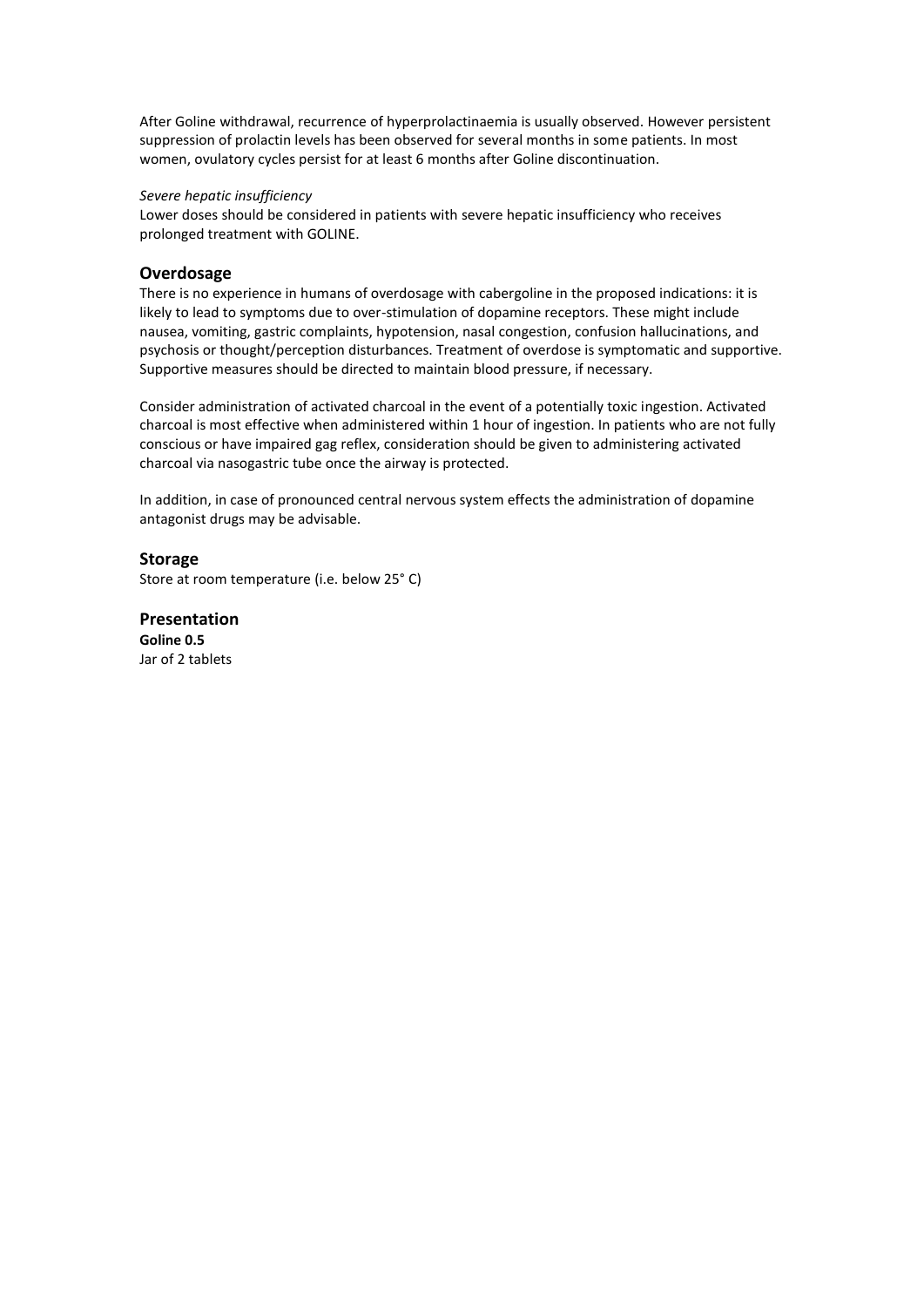After Goline withdrawal, recurrence of hyperprolactinaemia is usually observed. However persistent suppression of prolactin levels has been observed for several months in some patients. In most women, ovulatory cycles persist for at least 6 months after Goline discontinuation.

*Severe hepatic insufficiency*

Lower doses should be considered in patients with severe hepatic insufficiency who receives prolonged treatment with GOLINE.

## Overdosage

There is no experience in humans of overdosage with cabergoline in the proposed indications: it is likely to lead to symptoms due to over-stimulation of dopamine receptors. These might include nausea, vomiting, gastric complaints, hypotension, nasal congestion, confusion hallucinations, and psychosis or thought/perception disturbances. Treatment of overdose is symptomatic and supportive. Supportive measures should be directed to maintain blood pressure, if necessary.

Consider administration of activated charcoal in the event of a potentially toxic ingestion. Activated charcoal is most effective when administered within 1 hour of ingestion. In patients who are not fully conscious or have impaired gag reflex, consideration should be given to administering activated charcoal via nasogastric tube once the airway is protected.

In addition, in case of pronounced central nervous system effects the administration of dopamine antagonist drugs may be advisable.

## Storage

Store at room temperature (i.e. below 25° C)

## Presentation

**Goline 0.5**

Jar of 2 tablets